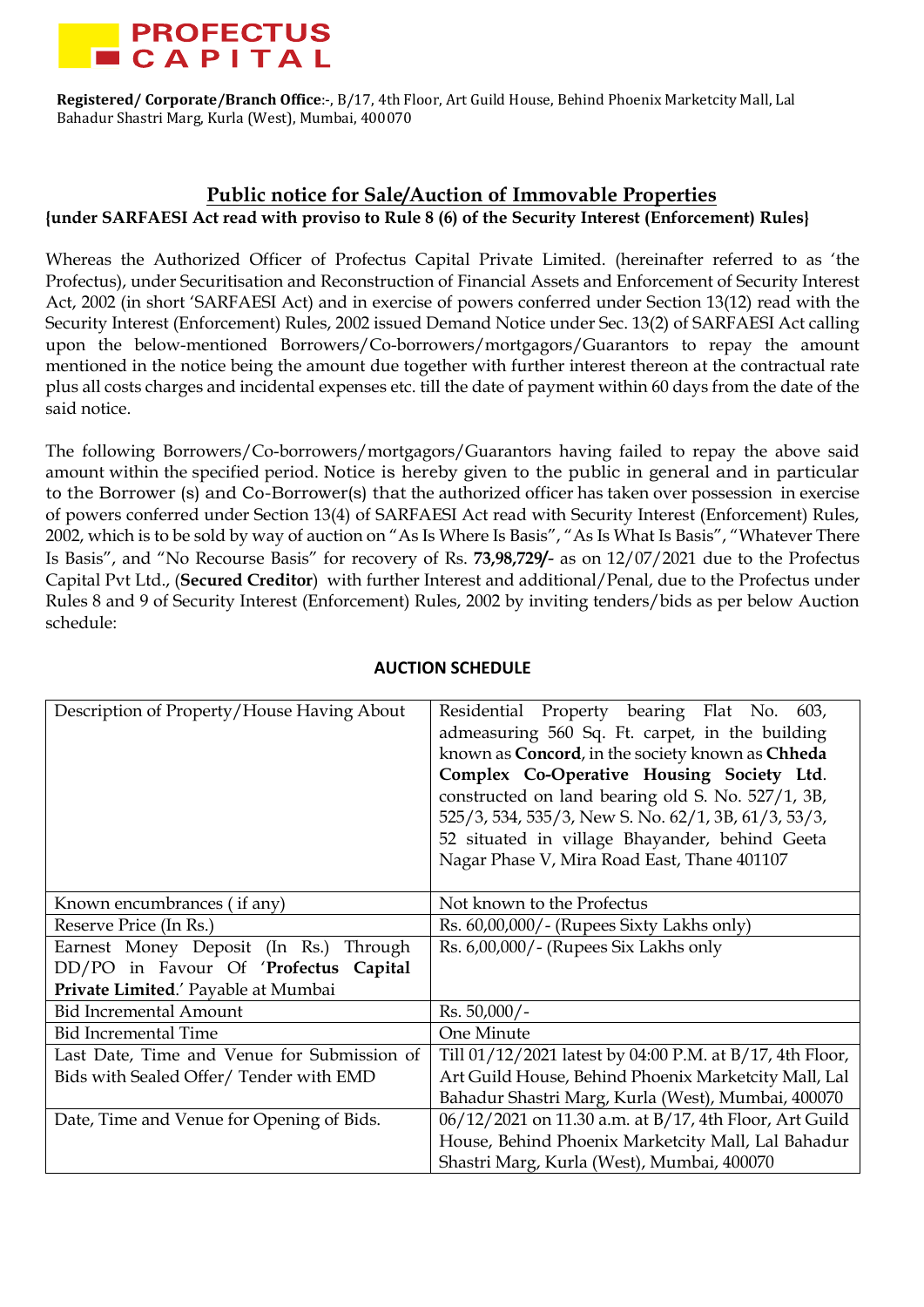**PROFECTUS CAPITAL**

**Registered/ Corporate/Branch Office**:-, B/17, 4th Floor, Art Guild House, Behind Phoenix Marketcity Mall, Lal Bahadur Shastri Marg, Kurla (West), Mumbai, 400070

## Public notice for Sale/Auction of Immovable Properties

**{under SARFAESI Act read with proviso to Rule 8 (6) of the Security Interest (Enforcement) Rules}**

Whereas the Authorized Officer of Profectus Capital Private Limited. (hereinafter referred to as 'the Profectus), under Securitisation and Reconstruction of Financial Assets and Enforcement of Security Interest Act, 2002 (in short 'SARFAESI Act) and in exercise of powers conferred under Section 13(12) read with the Security Interest (Enforcement) Rules, 2002 issued Demand Notice under Sec. 13(2) of SARFAESI Act calling upon the below-mentioned Borrowers/Co-borrowers/mortgagors/Guarantors to repay the amount mentioned in the notice being the amount due together with further interest thereon at the contractual rate plus all costs charges and incidental expenses etc. till the date of payment within 60 days from the date of the said notice.

The following Borrowers/Co-borrowers/mortgagors/Guarantors having failed to repay the above said amount within the specified period. Notice is hereby given to the public in general and in particular to the Borrower (s) and Co-Borrower(s) that the authorized officer has taken over possession in exercise of powers conferred under Section 13(4) of SARFAESI Act read with Security Interest (Enforcement) Rules, 2002, which is to be sold by way of auction on "As Is Where Is Basis", "As Is What Is Basis", "Whatever There Is Basis", and "No Recourse Basis" for recovery of Rs. **73,98,729/-** as on 12/07/2021 due to the Profectus Capital Pvt Ltd., (**Secured Creditor**) with further Interest and additional/Penal, due to the Profectus under Rules 8 and 9 of Security Interest (Enforcement) Rules, 2002 by inviting tenders/bids as per below Auction schedule:

### AUCTION SCHEDULE

| | |
|---|---|
| Description of Property/House Having About | Residential Property bearing Flat No. 603, admeasuring 560 Sq. Ft. carpet, in the building known as **Concord**, in the society known as **Chheda Complex Co-Operative Housing Society Ltd**. constructed on land bearing old S. No. 527/1, 3B, 525/3, 534, 535/3, New S. No. 62/1, 3B, 61/3, 53/3, 52 situated in village Bhayander, behind Geeta Nagar Phase V, Mira Road East, Thane 401107 |
| Known encumbrances ( if any) | Not known to the Profectus |
| Reserve Price (In Rs.) | Rs. 60,00,000/- (Rupees Sixty Lakhs only) |
| Earnest Money Deposit (In Rs.) Through DD/PO in Favour Of '**Profectus Capital Private Limited**.' Payable at Mumbai | Rs. 6,00,000/- (Rupees Six Lakhs only |
| Bid Incremental Amount | Rs. 50,000/- |
| Bid Incremental Time | One Minute |
| Last Date, Time and Venue for Submission of Bids with Sealed Offer/ Tender with EMD | Till 01/12/2021 latest by 04:00 P.M. at B/17, 4th Floor, Art Guild House, Behind Phoenix Marketcity Mall, Lal Bahadur Shastri Marg, Kurla (West), Mumbai, 400070 |
| Date, Time and Venue for Opening of Bids. | 06/12/2021 on 11.30 a.m. at B/17, 4th Floor, Art Guild House, Behind Phoenix Marketcity Mall, Lal Bahadur Shastri Marg, Kurla (West), Mumbai, 400070 |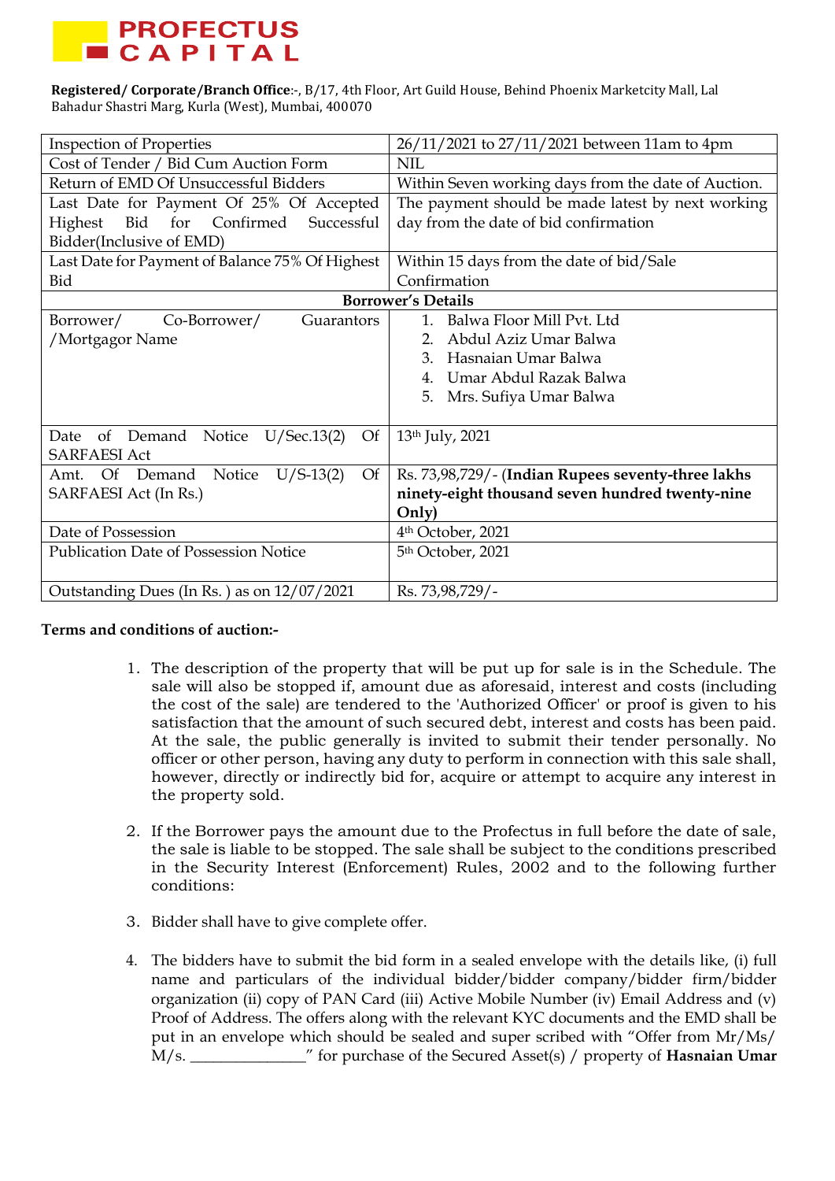**PROFECTUS CAPITAL**

**Registered/ Corporate/Branch Office**:-, B/17, 4th Floor, Art Guild House, Behind Phoenix Marketcity Mall, Lal Bahadur Shastri Marg, Kurla (West), Mumbai, 400070

| Inspection of Properties | 26/11/2021 to 27/11/2021 between 11am to 4pm |
|---|---|
| Cost of Tender / Bid Cum Auction Form | NIL |
| Return of EMD Of Unsuccessful Bidders | Within Seven working days from the date of Auction. |
| Last Date for Payment Of 25% Of Accepted Highest Bid for Confirmed Successful Bidder(Inclusive of EMD) | The payment should be made latest by next working day from the date of bid confirmation |
| Last Date for Payment of Balance 75% Of Highest Bid | Within 15 days from the date of bid/Sale Confirmation |
| **Borrower's Details** | |
| Borrower/ Co-Borrower/ Guarantors /Mortgagor Name | 1. Balwa Floor Mill Pvt. Ltd<br>2. Abdul Aziz Umar Balwa<br>3. Hasnaian Umar Balwa<br>4. Umar Abdul Razak Balwa<br>5. Mrs. Sufiya Umar Balwa |
| Date of Demand Notice U/Sec.13(2) Of SARFAESI Act | 13th July, 2021 |
| Amt. Of Demand Notice U/S-13(2) Of SARFAESI Act (In Rs.) | Rs. 73,98,729/- (**Indian Rupees seventy-three lakhs ninety-eight thousand seven hundred twenty-nine Only)** |
| Date of Possession | 4th October, 2021 |
| Publication Date of Possession Notice | 5th October, 2021 |
| Outstanding Dues (In Rs. ) as on 12/07/2021 | Rs. 73,98,729/- |

**Terms and conditions of auction:-**

1. The description of the property that will be put up for sale is in the Schedule. The sale will also be stopped if, amount due as aforesaid, interest and costs (including the cost of the sale) are tendered to the 'Authorized Officer' or proof is given to his satisfaction that the amount of such secured debt, interest and costs has been paid. At the sale, the public generally is invited to submit their tender personally. No officer or other person, having any duty to perform in connection with this sale shall, however, directly or indirectly bid for, acquire or attempt to acquire any interest in the property sold.

2. If the Borrower pays the amount due to the Profectus in full before the date of sale, the sale is liable to be stopped. The sale shall be subject to the conditions prescribed in the Security Interest (Enforcement) Rules, 2002 and to the following further conditions:

3. Bidder shall have to give complete offer.

4. The bidders have to submit the bid form in a sealed envelope with the details like, (i) full name and particulars of the individual bidder/bidder company/bidder firm/bidder organization (ii) copy of PAN Card (iii) Active Mobile Number (iv) Email Address and (v) Proof of Address. The offers along with the relevant KYC documents and the EMD shall be put in an envelope which should be sealed and super scribed with "Offer from Mr/Ms/ M/s. ______________" for purchase of the Secured Asset(s) / property of **Hasnaian Umar**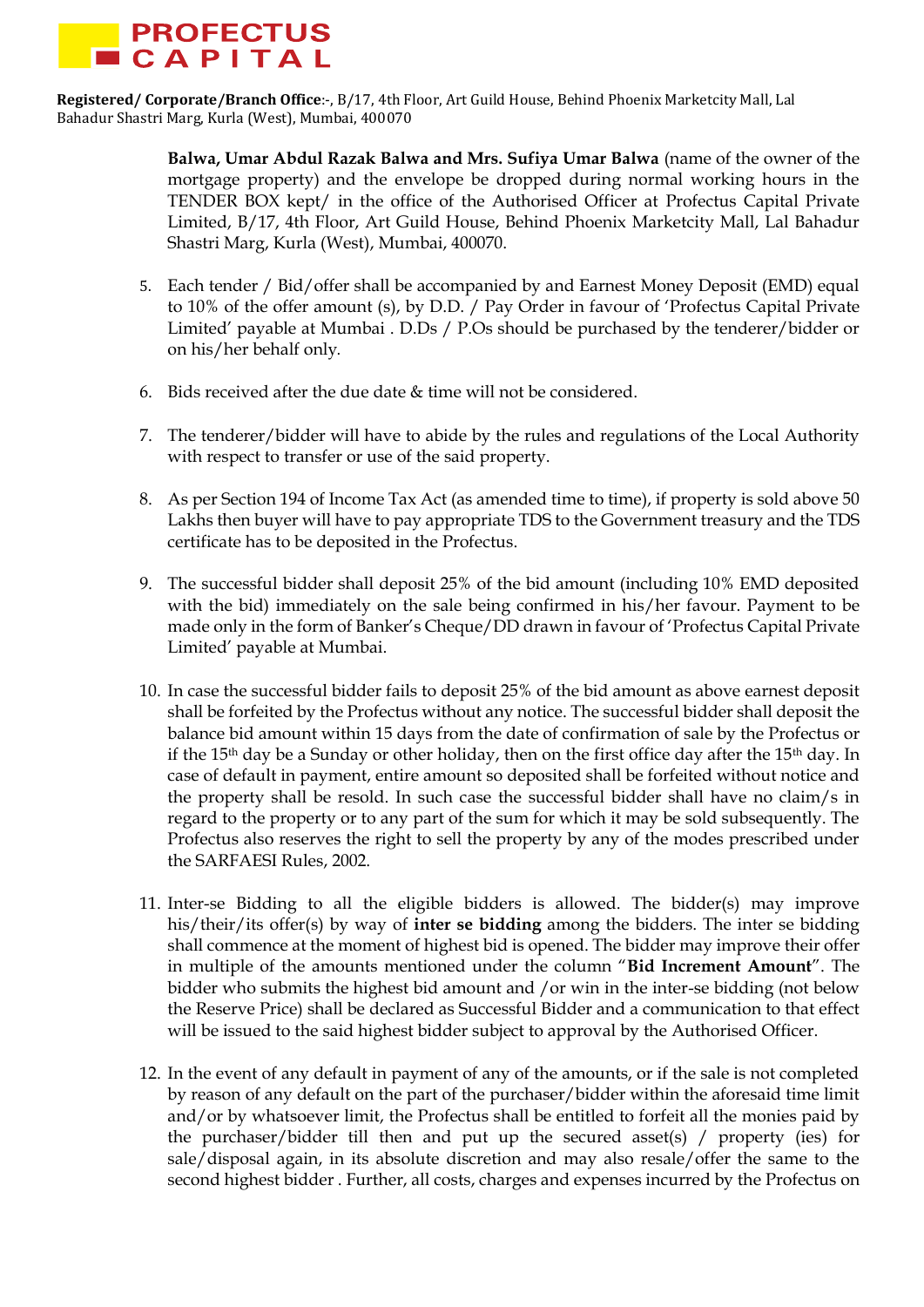**Balwa, Umar Abdul Razak Balwa and Mrs. Sufiya Umar Balwa** (name of the owner of the mortgage property) and the envelope be dropped during normal working hours in the TENDER BOX kept/ in the office of the Authorised Officer at Profectus Capital Private Limited, B/17, 4th Floor, Art Guild House, Behind Phoenix Marketcity Mall, Lal Bahadur Shastri Marg, Kurla (West), Mumbai, 400070.

5. Each tender / Bid/offer shall be accompanied by and Earnest Money Deposit (EMD) equal to 10% of the offer amount (s), by D.D. / Pay Order in favour of 'Profectus Capital Private Limited' payable at Mumbai . D.Ds / P.Os should be purchased by the tenderer/bidder or on his/her behalf only.

6. Bids received after the due date & time will not be considered.

7. The tenderer/bidder will have to abide by the rules and regulations of the Local Authority with respect to transfer or use of the said property.

8. As per Section 194 of Income Tax Act (as amended time to time), if property is sold above 50 Lakhs then buyer will have to pay appropriate TDS to the Government treasury and the TDS certificate has to be deposited in the Profectus.

9. The successful bidder shall deposit 25% of the bid amount (including 10% EMD deposited with the bid) immediately on the sale being confirmed in his/her favour. Payment to be made only in the form of Banker's Cheque/DD drawn in favour of 'Profectus Capital Private Limited' payable at Mumbai.

10. In case the successful bidder fails to deposit 25% of the bid amount as above earnest deposit shall be forfeited by the Profectus without any notice. The successful bidder shall deposit the balance bid amount within 15 days from the date of confirmation of sale by the Profectus or if the 15th day be a Sunday or other holiday, then on the first office day after the 15th day. In case of default in payment, entire amount so deposited shall be forfeited without notice and the property shall be resold. In such case the successful bidder shall have no claim/s in regard to the property or to any part of the sum for which it may be sold subsequently. The Profectus also reserves the right to sell the property by any of the modes prescribed under the SARFAESI Rules, 2002.

11. Inter-se Bidding to all the eligible bidders is allowed. The bidder(s) may improve his/their/its offer(s) by way of **inter se bidding** among the bidders. The inter se bidding shall commence at the moment of highest bid is opened. The bidder may improve their offer in multiple of the amounts mentioned under the column "**Bid Increment Amount**". The bidder who submits the highest bid amount and /or win in the inter-se bidding (not below the Reserve Price) shall be declared as Successful Bidder and a communication to that effect will be issued to the said highest bidder subject to approval by the Authorised Officer.

12. In the event of any default in payment of any of the amounts, or if the sale is not completed by reason of any default on the part of the purchaser/bidder within the aforesaid time limit and/or by whatsoever limit, the Profectus shall be entitled to forfeit all the monies paid by the purchaser/bidder till then and put up the secured asset(s) / property (ies) for sale/disposal again, in its absolute discretion and may also resale/offer the same to the second highest bidder . Further, all costs, charges and expenses incurred by the Profectus on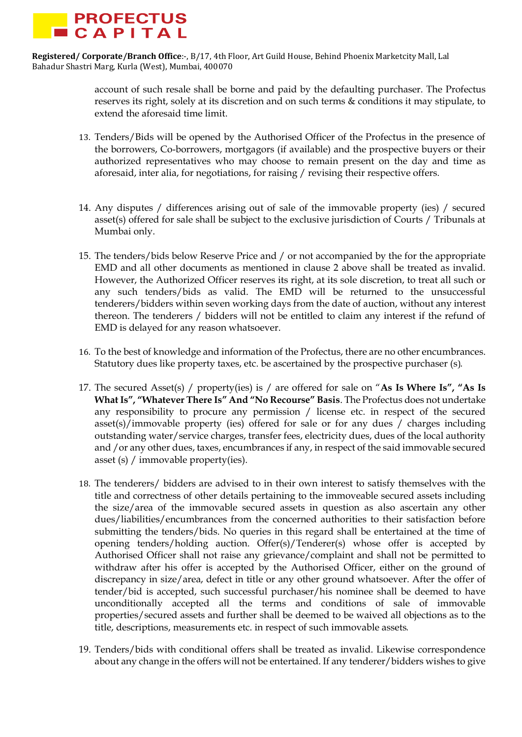account of such resale shall be borne and paid by the defaulting purchaser. The Profectus reserves its right, solely at its discretion and on such terms & conditions it may stipulate, to extend the aforesaid time limit.

13. Tenders/Bids will be opened by the Authorised Officer of the Profectus in the presence of the borrowers, Co-borrowers, mortgagors (if available) and the prospective buyers or their authorized representatives who may choose to remain present on the day and time as aforesaid, inter alia, for negotiations, for raising / revising their respective offers.

14. Any disputes / differences arising out of sale of the immovable property (ies) / secured asset(s) offered for sale shall be subject to the exclusive jurisdiction of Courts / Tribunals at Mumbai only.

15. The tenders/bids below Reserve Price and / or not accompanied by the for the appropriate EMD and all other documents as mentioned in clause 2 above shall be treated as invalid. However, the Authorized Officer reserves its right, at its sole discretion, to treat all such or any such tenders/bids as valid. The EMD will be returned to the unsuccessful tenderers/bidders within seven working days from the date of auction, without any interest thereon. The tenderers / bidders will not be entitled to claim any interest if the refund of EMD is delayed for any reason whatsoever.

16. To the best of knowledge and information of the Profectus, there are no other encumbrances. Statutory dues like property taxes, etc. be ascertained by the prospective purchaser (s).

17. The secured Asset(s) / property(ies) is / are offered for sale on "**As Is Where Is", "As Is What Is", "Whatever There Is" And "No Recourse" Basis**. The Profectus does not undertake any responsibility to procure any permission / license etc. in respect of the secured asset(s)/immovable property (ies) offered for sale or for any dues / charges including outstanding water/service charges, transfer fees, electricity dues, dues of the local authority and /or any other dues, taxes, encumbrances if any, in respect of the said immovable secured asset (s) / immovable property(ies).

18. The tenderers/ bidders are advised to in their own interest to satisfy themselves with the title and correctness of other details pertaining to the immoveable secured assets including the size/area of the immovable secured assets in question as also ascertain any other dues/liabilities/encumbrances from the concerned authorities to their satisfaction before submitting the tenders/bids. No queries in this regard shall be entertained at the time of opening tenders/holding auction. Offer(s)/Tenderer(s) whose offer is accepted by Authorised Officer shall not raise any grievance/complaint and shall not be permitted to withdraw after his offer is accepted by the Authorised Officer, either on the ground of discrepancy in size/area, defect in title or any other ground whatsoever. After the offer of tender/bid is accepted, such successful purchaser/his nominee shall be deemed to have unconditionally accepted all the terms and conditions of sale of immovable properties/secured assets and further shall be deemed to be waived all objections as to the title, descriptions, measurements etc. in respect of such immovable assets.

19. Tenders/bids with conditional offers shall be treated as invalid. Likewise correspondence about any change in the offers will not be entertained. If any tenderer/bidders wishes to give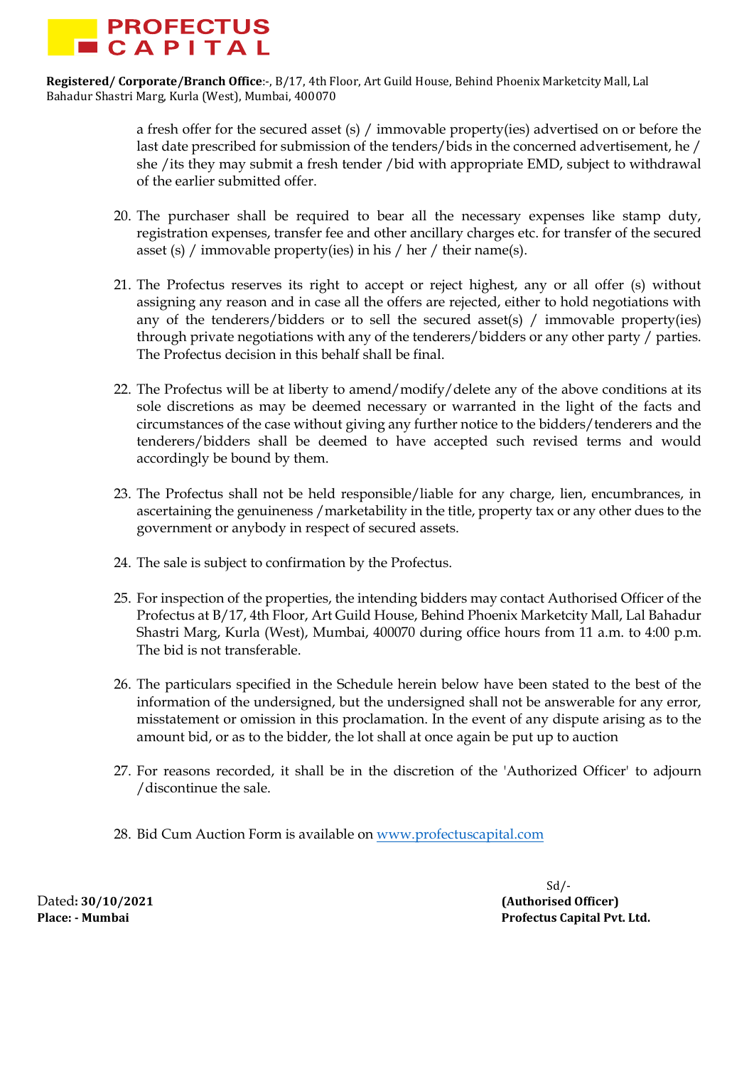**Registered/ Corporate/Branch Office**:-, B/17, 4th Floor, Art Guild House, Behind Phoenix Marketcity Mall, Lal Bahadur Shastri Marg, Kurla (West), Mumbai, 400070

a fresh offer for the secured asset (s) / immovable property(ies) advertised on or before the last date prescribed for submission of the tenders/bids in the concerned advertisement, he / she /its they may submit a fresh tender /bid with appropriate EMD, subject to withdrawal of the earlier submitted offer.

20. The purchaser shall be required to bear all the necessary expenses like stamp duty, registration expenses, transfer fee and other ancillary charges etc. for transfer of the secured asset (s) / immovable property(ies) in his / her / their name(s).

21. The Profectus reserves its right to accept or reject highest, any or all offer (s) without assigning any reason and in case all the offers are rejected, either to hold negotiations with any of the tenderers/bidders or to sell the secured asset(s) / immovable property(ies) through private negotiations with any of the tenderers/bidders or any other party / parties. The Profectus decision in this behalf shall be final.

22. The Profectus will be at liberty to amend/modify/delete any of the above conditions at its sole discretions as may be deemed necessary or warranted in the light of the facts and circumstances of the case without giving any further notice to the bidders/tenderers and the tenderers/bidders shall be deemed to have accepted such revised terms and would accordingly be bound by them.

23. The Profectus shall not be held responsible/liable for any charge, lien, encumbrances, in ascertaining the genuineness /marketability in the title, property tax or any other dues to the government or anybody in respect of secured assets.

24. The sale is subject to confirmation by the Profectus.

25. For inspection of the properties, the intending bidders may contact Authorised Officer of the Profectus at B/17, 4th Floor, Art Guild House, Behind Phoenix Marketcity Mall, Lal Bahadur Shastri Marg, Kurla (West), Mumbai, 400070 during office hours from 11 a.m. to 4:00 p.m. The bid is not transferable.

26. The particulars specified in the Schedule herein below have been stated to the best of the information of the undersigned, but the undersigned shall not be answerable for any error, misstatement or omission in this proclamation. In the event of any dispute arising as to the amount bid, or as to the bidder, the lot shall at once again be put up to auction

27. For reasons recorded, it shall be in the discretion of the 'Authorized Officer' to adjourn /discontinue the sale.

28. Bid Cum Auction Form is available on [www.profectuscapital.com](http://www.profectuscapital.com)

Sd/-

Dated: **30/10/2021**
**Place: - Mumbai**

**(Authorised Officer)**
**Profectus Capital Pvt. Ltd.**